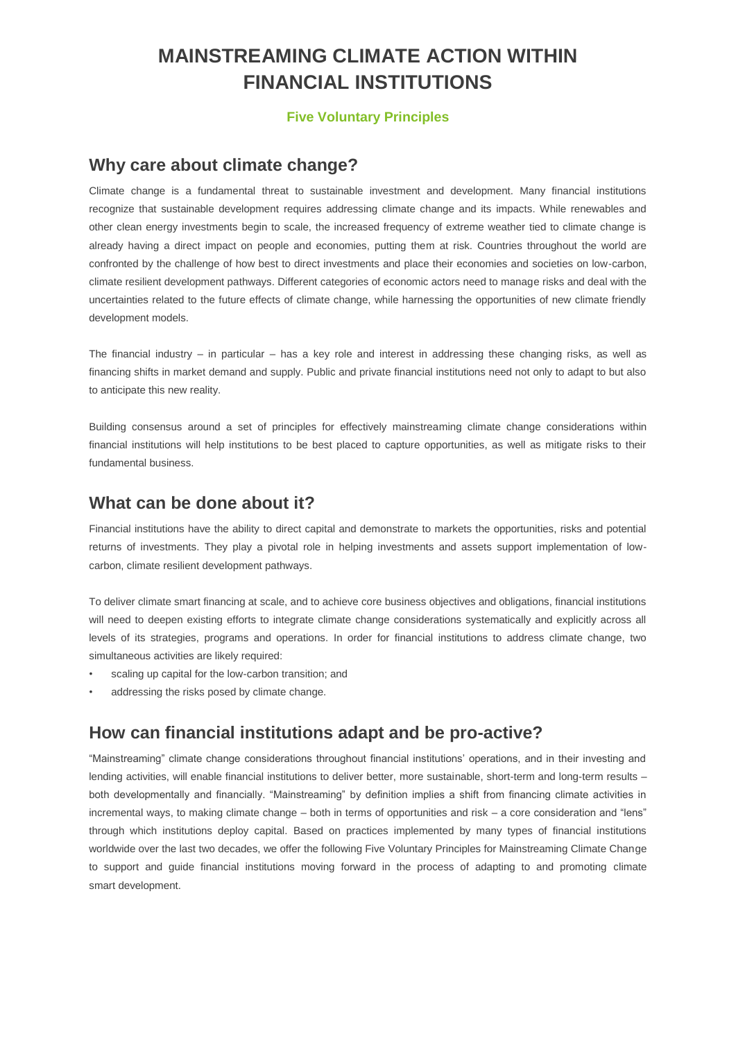# MAINSTREAMING CLIMATE ACTION WITHIN FINANCIAL INSTITUTIONS

### Five Voluntary Principles

## Why care about climate change?

Climate change is a fundamental threat to sustainable investment and development. Many financial institutions recognize that sustainable development requires addressing climate change and its impacts. While renewables and other clean energy investments begin to scale, the increased frequency of extreme weather tied to climate change is already having a direct impact on people and economies, putting them at risk. Countries throughout the world are confronted by the challenge of how best to direct investments and place their economies and societies on low-carbon, climate resilient development pathways. Different categories of economic actors need to manage risks and deal with the uncertainties related to the future effects of climate change, while harnessing the opportunities of new climate friendly development models.

The financial industry – in particular – has a key role and interest in addressing these changing risks, as well as financing shifts in market demand and supply. Public and private financial institutions need not only to adapt to but also to anticipate this new reality.

Building consensus around a set of principles for effectively mainstreaming climate change considerations within financial institutions will help institutions to be best placed to capture opportunities, as well as mitigate risks to their fundamental business.

## What can be done about it?

Financial institutions have the ability to direct capital and demonstrate to markets the opportunities, risks and potential returns of investments. They play a pivotal role in helping investments and assets support implementation of low-carbon, climate resilient development pathways.

To deliver climate smart financing at scale, and to achieve core business objectives and obligations, financial institutions will need to deepen existing efforts to integrate climate change considerations systematically and explicitly across all levels of its strategies, programs and operations. In order for financial institutions to address climate change, two simultaneous activities are likely required:

- scaling up capital for the low-carbon transition; and
- addressing the risks posed by climate change.

## How can financial institutions adapt and be pro-active?

"Mainstreaming" climate change considerations throughout financial institutions' operations, and in their investing and lending activities, will enable financial institutions to deliver better, more sustainable, short-term and long-term results – both developmentally and financially. "Mainstreaming" by definition implies a shift from financing climate activities in incremental ways, to making climate change – both in terms of opportunities and risk – a core consideration and "lens" through which institutions deploy capital. Based on practices implemented by many types of financial institutions worldwide over the last two decades, we offer the following Five Voluntary Principles for Mainstreaming Climate Change to support and guide financial institutions moving forward in the process of adapting to and promoting climate smart development.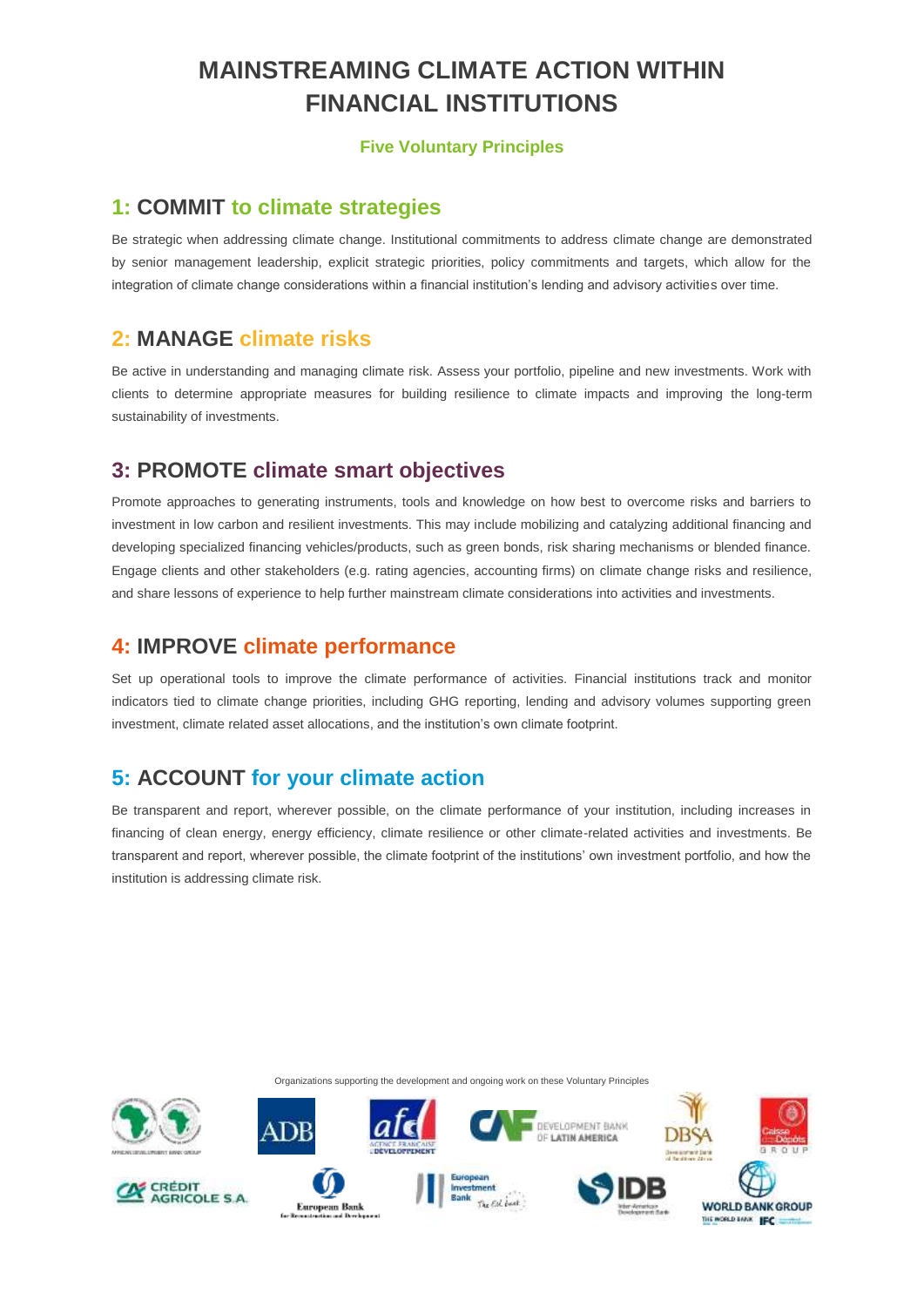# MAINSTREAMING CLIMATE ACTION WITHIN FINANCIAL INSTITUTIONS

**Five Voluntary Principles**

## 1: COMMIT to climate strategies

Be strategic when addressing climate change. Institutional commitments to address climate change are demonstrated by senior management leadership, explicit strategic priorities, policy commitments and targets, which allow for the integration of climate change considerations within a financial institution's lending and advisory activities over time.

## 2: MANAGE climate risks

Be active in understanding and managing climate risk. Assess your portfolio, pipeline and new investments. Work with clients to determine appropriate measures for building resilience to climate impacts and improving the long-term sustainability of investments.

## 3: PROMOTE climate smart objectives

Promote approaches to generating instruments, tools and knowledge on how best to overcome risks and barriers to investment in low carbon and resilient investments. This may include mobilizing and catalyzing additional financing and developing specialized financing vehicles/products, such as green bonds, risk sharing mechanisms or blended finance. Engage clients and other stakeholders (e.g. rating agencies, accounting firms) on climate change risks and resilience, and share lessons of experience to help further mainstream climate considerations into activities and investments.

## 4: IMPROVE climate performance

Set up operational tools to improve the climate performance of activities. Financial institutions track and monitor indicators tied to climate change priorities, including GHG reporting, lending and advisory volumes supporting green investment, climate related asset allocations, and the institution's own climate footprint.

## 5: ACCOUNT for your climate action

Be transparent and report, wherever possible, on the climate performance of your institution, including increases in financing of clean energy, energy efficiency, climate resilience or other climate-related activities and investments. Be transparent and report, wherever possible, the climate footprint of the institutions' own investment portfolio, and how the institution is addressing climate risk.

Organizations supporting the development and ongoing work on these Voluntary Principles

African Development Bank Group · ADB · afd Agence Française de Développement · CAF Development Bank of Latin America · DBSA Development Bank of Southern Africa · Caisse des Dépôts Group · Crédit Agricole S.A. · European Bank for Reconstruction and Development · European Investment Bank The EU bank · IDB Inter-American Development Bank · World Bank Group The World Bank IFC